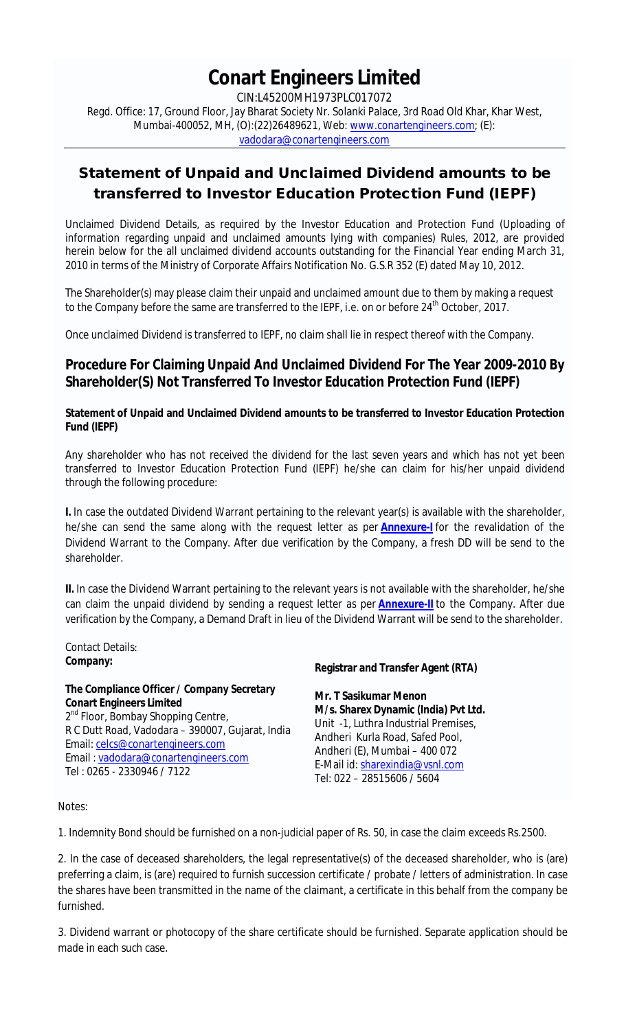# Conart Engineers Limited

CIN:L45200MH1973PLC017072

Regd. Office: 17, Ground Floor, Jay Bharat Society Nr. Solanki Palace, 3rd Road Old Khar, Khar West, Mumbai-400052, MH, (O):(22)26489621, Web: www.conartengineers.com; (E): vadodara@conartengineers.com

## Statement of Unpaid and Unclaimed Dividend amounts to be transferred to Investor Education Protection Fund (IEPF)

Unclaimed Dividend Details, as required by the Investor Education and Protection Fund (Uploading of information regarding unpaid and unclaimed amounts lying with companies) Rules, 2012, are provided herein below for the all unclaimed dividend accounts outstanding for the Financial Year ending March 31, 2010 in terms of the Ministry of Corporate Affairs Notification No. G.S.R 352 (E) dated May 10, 2012.

The Shareholder(s) may please claim their unpaid and unclaimed amount due to them by making a request to the Company before the same are transferred to the IEPF, i.e. on or before 24th October, 2017.

Once unclaimed Dividend is transferred to IEPF, no claim shall lie in respect thereof with the Company.

## Procedure For Claiming Unpaid And Unclaimed Dividend For The Year 2009-2010 By Shareholder(S) Not Transferred To Investor Education Protection Fund (IEPF)

**Statement of Unpaid and Unclaimed Dividend amounts to be transferred to Investor Education Protection Fund (IEPF)**

Any shareholder who has not received the dividend for the last seven years and which has not yet been transferred to Investor Education Protection Fund (IEPF) he/she can claim for his/her unpaid dividend through the following procedure:

**I.** In case the outdated Dividend Warrant pertaining to the relevant year(s) is available with the shareholder, he/she can send the same along with the request letter as per **Annexure-I** for the revalidation of the Dividend Warrant to the Company. After due verification by the Company, a fresh DD will be send to the shareholder.

**II.** In case the Dividend Warrant pertaining to the relevant years is not available with the shareholder, he/she can claim the unpaid dividend by sending a request letter as per **Annexure-II** to the Company. After due verification by the Company, a Demand Draft in lieu of the Dividend Warrant will be send to the shareholder.

Contact Details:

**Company:**

**The Compliance Officer / Company Secretary**
**Conart Engineers Limited**
2nd Floor, Bombay Shopping Centre,
R C Dutt Road, Vadodara – 390007, Gujarat, India
Email: celcs@conartengineers.com
Email : vadodara@conartengineers.com
Tel : 0265 - 2330946 / 7122

**Registrar and Transfer Agent (RTA)**

**Mr. T Sasikumar Menon**
**M/s. Sharex Dynamic (India) Pvt Ltd.**
Unit -1, Luthra Industrial Premises,
Andheri Kurla Road, Safed Pool,
Andheri (E), Mumbai – 400 072
E-Mail id: sharexindia@vsnl.com
Tel: 022 – 28515606 / 5604

Notes:

1. Indemnity Bond should be furnished on a non-judicial paper of Rs. 50, in case the claim exceeds Rs.2500.

2. In the case of deceased shareholders, the legal representative(s) of the deceased shareholder, who is (are) preferring a claim, is (are) required to furnish succession certificate / probate / letters of administration. In case the shares have been transmitted in the name of the claimant, a certificate in this behalf from the company be furnished.

3. Dividend warrant or photocopy of the share certificate should be furnished. Separate application should be made in each such case.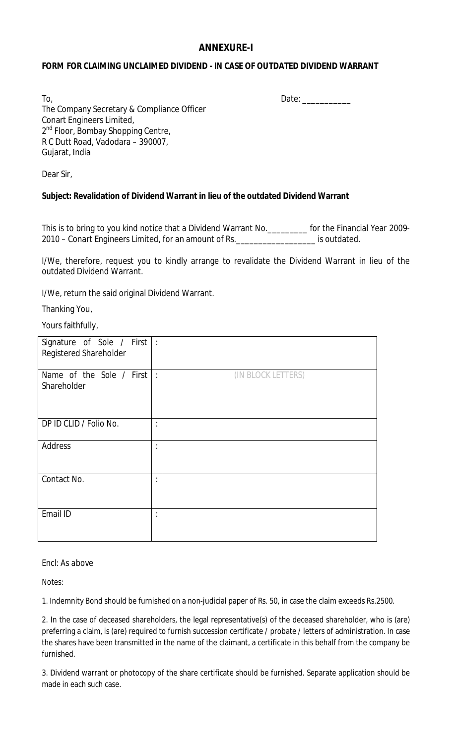# ANNEXURE-I

**FORM FOR CLAIMING UNCLAIMED DIVIDEND - IN CASE OF OUTDATED DIVIDEND WARRANT**

To,

Date: ___________

The Company Secretary & Compliance Officer
Conart Engineers Limited,
2nd Floor, Bombay Shopping Centre,
R C Dutt Road, Vadodara – 390007,
Gujarat, India

Dear Sir,

**Subject: Revalidation of Dividend Warrant in lieu of the outdated Dividend Warrant**

This is to bring to you kind notice that a Dividend Warrant No._________ for the Financial Year 2009-2010 – Conart Engineers Limited, for an amount of Rs.__________________ is outdated.

I/We, therefore, request you to kindly arrange to revalidate the Dividend Warrant in lieu of the outdated Dividend Warrant.

I/We, return the said original Dividend Warrant.

Thanking You,

Yours faithfully,

| | | |
|---|---|---|
| Signature of Sole / First Registered Shareholder | : | |
| Name of the Sole / First Shareholder | : | (IN BLOCK LETTERS) |
| DP ID CLID / Folio No. | : | |
| Address | : | |
| Contact No. | : | |
| Email ID | : | |

*Encl: As above*

Notes:

1. Indemnity Bond should be furnished on a non-judicial paper of Rs. 50, in case the claim exceeds Rs.2500.

2. In the case of deceased shareholders, the legal representative(s) of the deceased shareholder, who is (are) preferring a claim, is (are) required to furnish succession certificate / probate / letters of administration. In case the shares have been transmitted in the name of the claimant, a certificate in this behalf from the company be furnished.

3. Dividend warrant or photocopy of the share certificate should be furnished. Separate application should be made in each such case.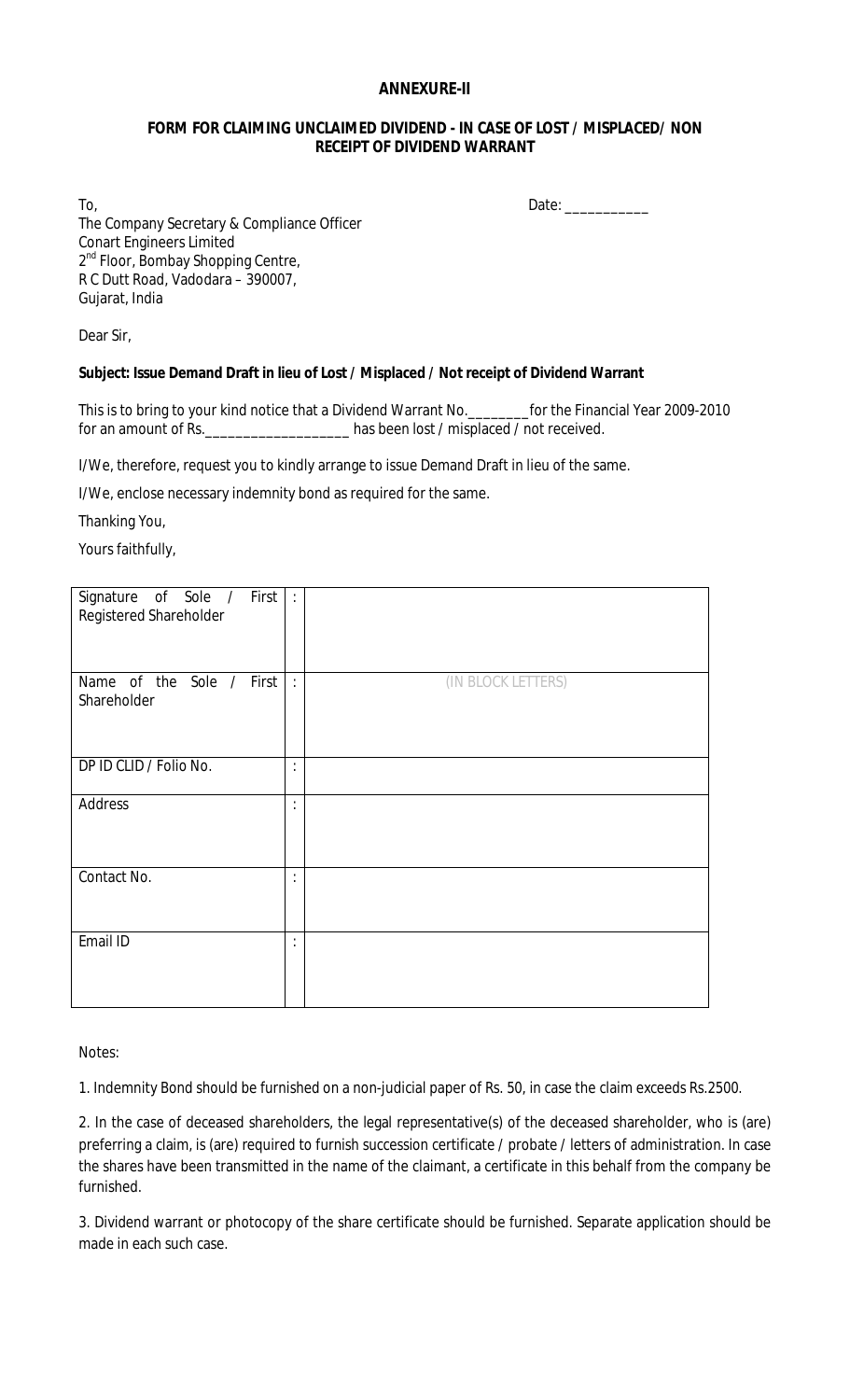**ANNEXURE-II**

**FORM FOR CLAIMING UNCLAIMED DIVIDEND - IN CASE OF LOST / MISPLACED/ NON RECEIPT OF DIVIDEND WARRANT**

To,

Date: ___________

The Company Secretary & Compliance Officer
Conart Engineers Limited
2nd Floor, Bombay Shopping Centre,
R C Dutt Road, Vadodara – 390007,
Gujarat, India

Dear Sir,

**Subject: Issue Demand Draft in lieu of Lost / Misplaced / Not receipt of Dividend Warrant**

This is to bring to your kind notice that a Dividend Warrant No.________for the Financial Year 2009-2010 for an amount of Rs.___________________ has been lost / misplaced / not received.

I/We, therefore, request you to kindly arrange to issue Demand Draft in lieu of the same.

I/We, enclose necessary indemnity bond as required for the same.

Thanking You,

Yours faithfully,

| | | |
|---|---|---|
| Signature of Sole / First Registered Shareholder | : | |
| Name of the Sole / First Shareholder | : | (IN BLOCK LETTERS) |
| DP ID CLID / Folio No. | : | |
| Address | : | |
| Contact No. | : | |
| Email ID | : | |

Notes:

1. Indemnity Bond should be furnished on a non-judicial paper of Rs. 50, in case the claim exceeds Rs.2500.

2. In the case of deceased shareholders, the legal representative(s) of the deceased shareholder, who is (are) preferring a claim, is (are) required to furnish succession certificate / probate / letters of administration. In case the shares have been transmitted in the name of the claimant, a certificate in this behalf from the company be furnished.

3. Dividend warrant or photocopy of the share certificate should be furnished. Separate application should be made in each such case.